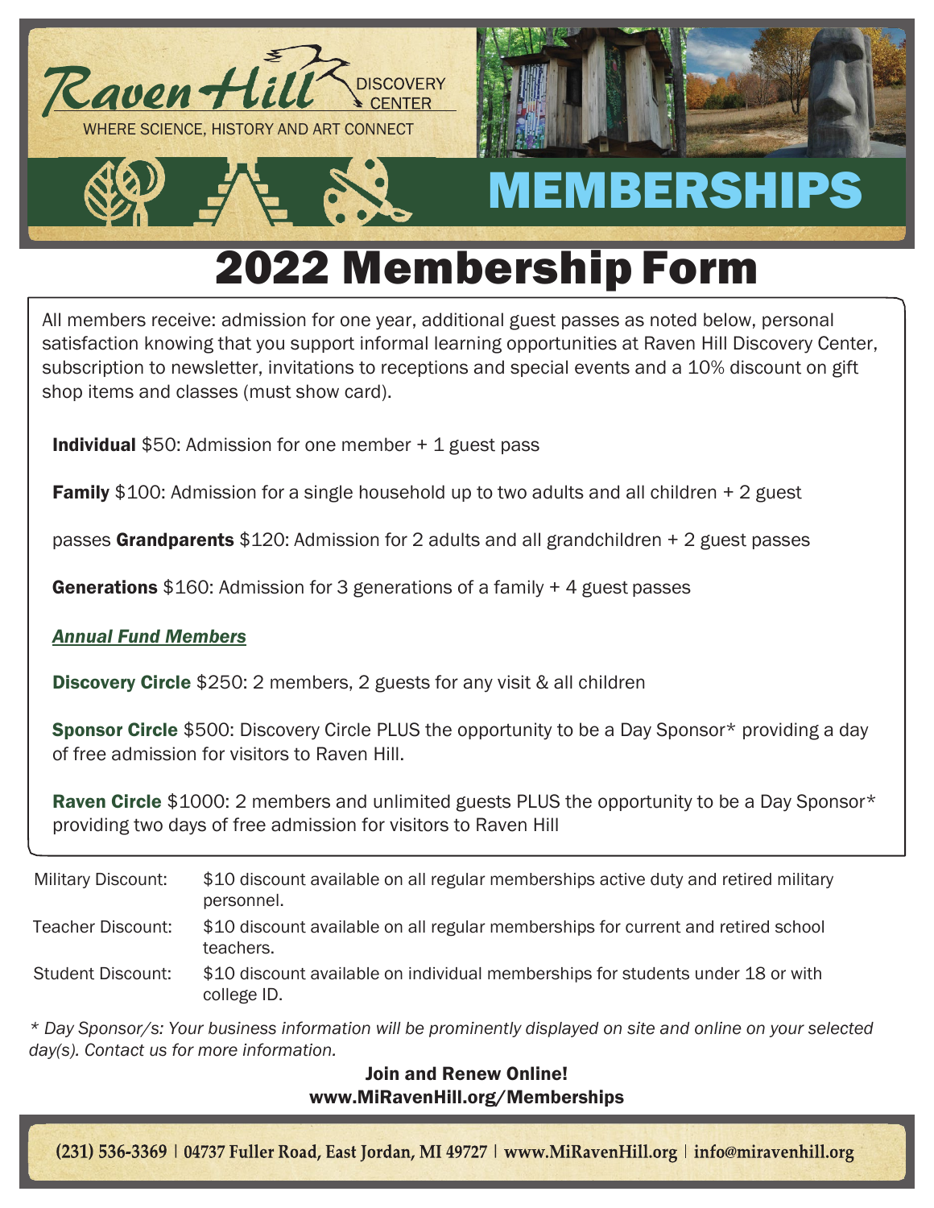Raven Hill DISCOVERY CENTER

WHERE SCIENCE, HISTORY AND ART CONNECT

# MEMBERSHIPS

# 2022 Membership Form

All members receive: admission for one year, additional guest passes as noted below, personal satisfaction knowing that you support informal learning opportunities at Raven Hill Discovery Center, subscription to newsletter, invitations to receptions and special events and a 10% discount on gift shop items and classes (must show card).

**Individual** $50: Admission for one member + 1 guest pass

**Family** $100: Admission for a single household up to two adults and all children + 2 guest passes

**Grandparents** $120: Admission for 2 adults and all grandchildren + 2 guest passes

**Generations** $160: Admission for 3 generations of a family + 4 guest passes

***Annual Fund Members***

**Discovery Circle** $250: 2 members, 2 guests for any visit & all children

**Sponsor Circle** $500: Discovery Circle PLUS the opportunity to be a Day Sponsor* providing a day of free admission for visitors to Raven Hill.

**Raven Circle** $1000: 2 members and unlimited guests PLUS the opportunity to be a Day Sponsor* providing two days of free admission for visitors to Raven Hill

| | |
|---|---|
| Military Discount: | $10 discount available on all regular memberships active duty and retired military personnel. |
| Teacher Discount: | $10 discount available on all regular memberships for current and retired school teachers. |
| Student Discount: | $10 discount available on individual memberships for students under 18 or with college ID. |

*\* Day Sponsor/s: Your business information will be prominently displayed on site and online on your selected day(s). Contact us for more information.*

**Join and Renew Online!**
**www.MiRavenHill.org/Memberships**

**(231) 536-3369 | 04737 Fuller Road, East Jordan, MI 49727 | www.MiRavenHill.org | info@miravenhill.org**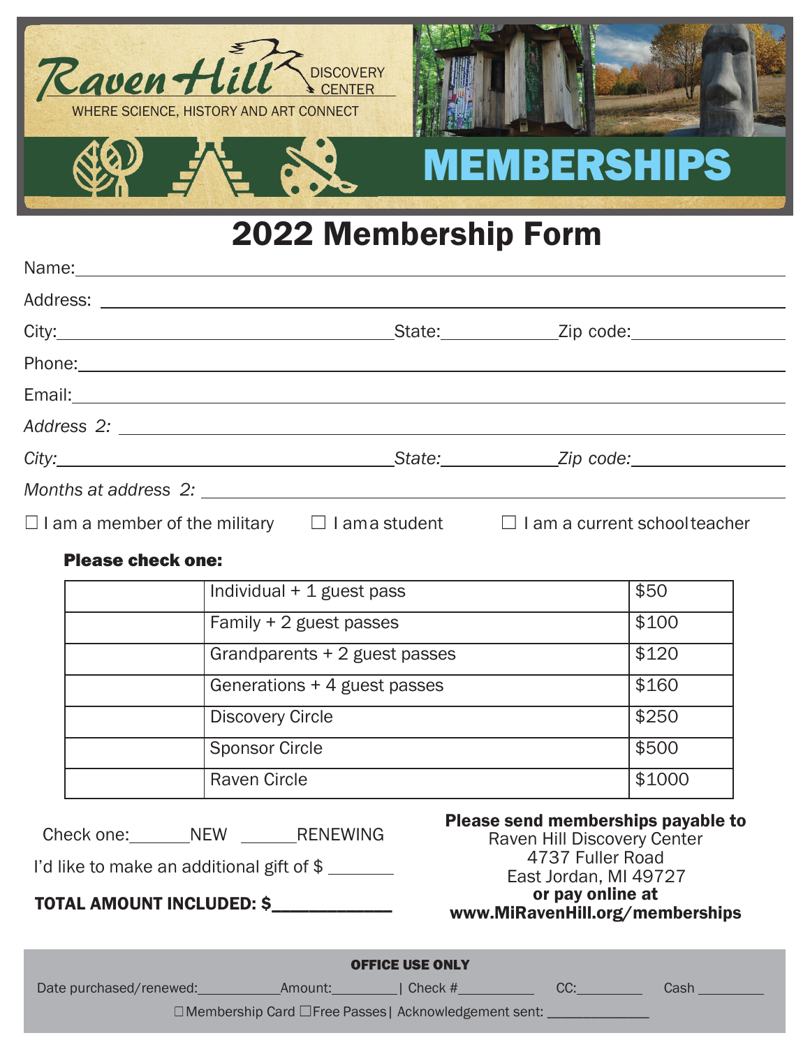Raven Hill DISCOVERY CENTER

WHERE SCIENCE, HISTORY AND ART CONNECT

# MEMBERSHIPS

## 2022 Membership Form

Name:\_\_\_\_\_\_\_\_\_\_\_\_\_\_\_\_\_\_\_\_\_\_\_\_\_\_\_\_\_\_\_\_\_\_\_\_\_\_\_\_\_\_\_\_\_\_\_\_

Address: \_\_\_\_\_\_\_\_\_\_\_\_\_\_\_\_\_\_\_\_\_\_\_\_\_\_\_\_\_\_\_\_\_\_\_\_\_\_\_\_\_\_\_\_\_\_

City:\_\_\_\_\_\_\_\_\_\_\_\_\_\_\_\_\_\_\_\_\_\_\_\_ State:\_\_\_\_\_\_\_\_\_\_ Zip code:\_\_\_\_\_\_\_\_\_\_

Phone:\_\_\_\_\_\_\_\_\_\_\_\_\_\_\_\_\_\_\_\_\_\_\_\_\_\_\_\_\_\_\_\_\_\_\_\_\_\_\_\_\_\_\_\_\_\_\_\_

Email:\_\_\_\_\_\_\_\_\_\_\_\_\_\_\_\_\_\_\_\_\_\_\_\_\_\_\_\_\_\_\_\_\_\_\_\_\_\_\_\_\_\_\_\_\_\_\_\_

*Address 2:* \_\_\_\_\_\_\_\_\_\_\_\_\_\_\_\_\_\_\_\_\_\_\_\_\_\_\_\_\_\_\_\_\_\_\_\_\_\_\_\_\_\_\_\_\_\_

*City:*\_\_\_\_\_\_\_\_\_\_\_\_\_\_\_\_\_\_\_\_\_\_\_\_ *State:*\_\_\_\_\_\_\_\_\_\_ *Zip code:*\_\_\_\_\_\_\_\_\_\_

*Months at address 2:* \_\_\_\_\_\_\_\_\_\_\_\_\_\_\_\_\_\_\_\_\_\_\_\_\_\_\_\_\_\_\_\_\_\_\_\_\_\_\_\_

☐ I am a member of the military ☐ I am a student ☐ I am a current school teacher

**Please check one:**

| | | |
|---|---|---|
| | Individual + 1 guest pass | $50 |
| | Family + 2 guest passes | $100 |
| | Grandparents + 2 guest passes | $120 |
| | Generations + 4 guest passes | $160 |
| | Discovery Circle | $250 |
| | Sponsor Circle | $500 |
| | Raven Circle | $1000 |

Check one:\_\_\_\_\_\_\_NEW \_\_\_\_\_\_\_RENEWING

I'd like to make an additional gift of $ \_\_\_\_\_\_\_

**TOTAL AMOUNT INCLUDED: $\_\_\_\_\_\_\_\_\_\_\_\_\_**

**Please send memberships payable to**
Raven Hill Discovery Center
4737 Fuller Road
East Jordan, MI 49727
**or pay online at**
**www.MiRavenHill.org/memberships**

**OFFICE USE ONLY**

Date purchased/renewed:\_\_\_\_\_\_\_\_\_\_\_ Amount:\_\_\_\_\_\_\_\_\_ | Check #\_\_\_\_\_\_\_\_\_\_ CC:\_\_\_\_\_\_\_\_\_ Cash \_\_\_\_\_\_\_\_\_

☐ Membership Card ☐ Free Passes | Acknowledgement sent: \_\_\_\_\_\_\_\_\_\_\_\_\_\_